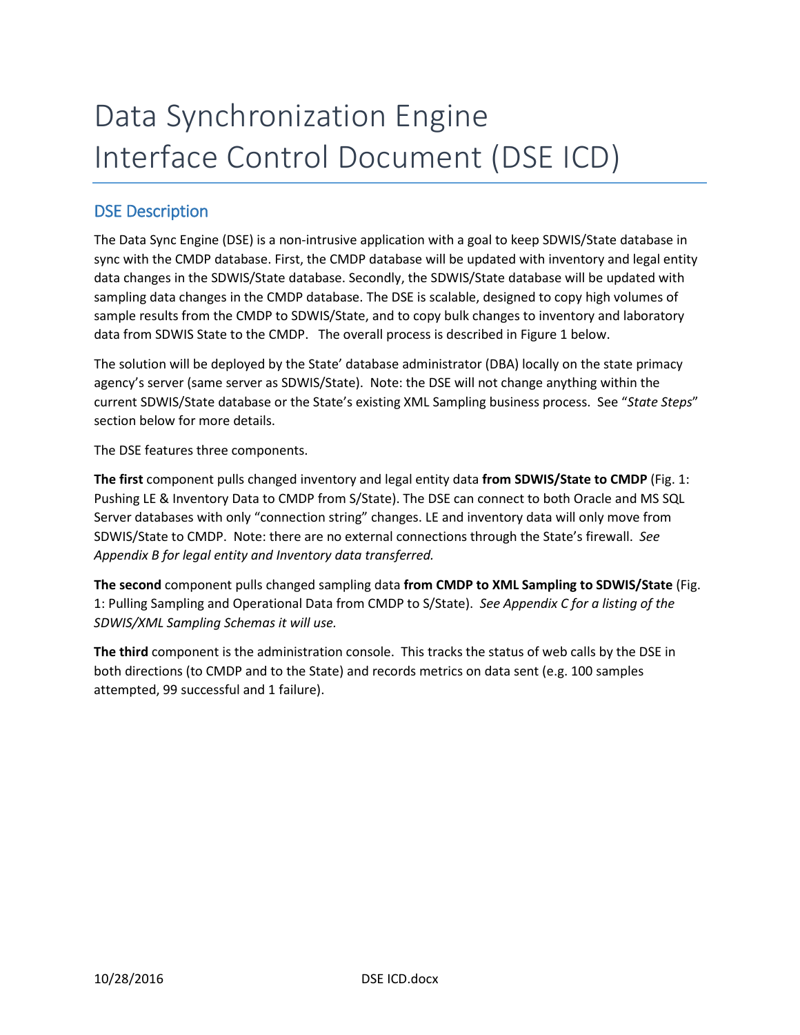# Data Synchronization Engine Interface Control Document (DSE ICD)

## DSE Description

The Data Sync Engine (DSE) is a non-intrusive application with a goal to keep SDWIS/State database in sync with the CMDP database. First, the CMDP database will be updated with inventory and legal entity data changes in the SDWIS/State database. Secondly, the SDWIS/State database will be updated with sampling data changes in the CMDP database. The DSE is scalable, designed to copy high volumes of sample results from the CMDP to SDWIS/State, and to copy bulk changes to inventory and laboratory data from SDWIS State to the CMDP. The overall process is described in Figure 1 below.

The solution will be deployed by the State' database administrator (DBA) locally on the state primacy agency's server (same server as SDWIS/State). Note: the DSE will not change anything within the current SDWIS/State database or the State's existing XML Sampling business process. See "*State Steps*" section below for more details.

The DSE features three components.

**The first** component pulls changed inventory and legal entity data **from SDWIS/State to CMDP** (Fig. 1: Pushing LE & Inventory Data to CMDP from S/State). The DSE can connect to both Oracle and MS SQL Server databases with only "connection string" changes. LE and inventory data will only move from SDWIS/State to CMDP. Note: there are no external connections through the State's firewall. *See Appendix B for legal entity and Inventory data transferred.*

**The second** component pulls changed sampling data **from CMDP to XML Sampling to SDWIS/State** (Fig. 1: Pulling Sampling and Operational Data from CMDP to S/State). *See Appendix C for a listing of the SDWIS/XML Sampling Schemas it will use.*

**The third** component is the administration console. This tracks the status of web calls by the DSE in both directions (to CMDP and to the State) and records metrics on data sent (e.g. 100 samples attempted, 99 successful and 1 failure).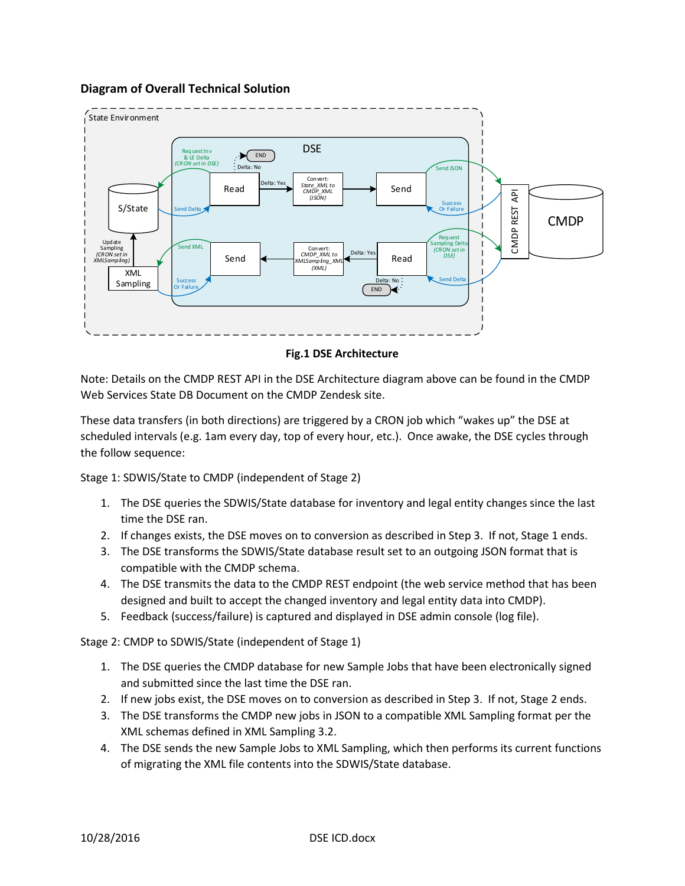**Diagram of Overall Technical Solution**

**Fig.1 DSE Architecture**

Note: Details on the CMDP REST API in the DSE Architecture diagram above can be found in the CMDP Web Services State DB Document on the CMDP Zendesk site.

These data transfers (in both directions) are triggered by a CRON job which "wakes up" the DSE at scheduled intervals (e.g. 1am every day, top of every hour, etc.). Once awake, the DSE cycles through the follow sequence:

Stage 1: SDWIS/State to CMDP (independent of Stage 2)

1. The DSE queries the SDWIS/State database for inventory and legal entity changes since the last time the DSE ran.
2. If changes exists, the DSE moves on to conversion as described in Step 3. If not, Stage 1 ends.
3. The DSE transforms the SDWIS/State database result set to an outgoing JSON format that is compatible with the CMDP schema.
4. The DSE transmits the data to the CMDP REST endpoint (the web service method that has been designed and built to accept the changed inventory and legal entity data into CMDP).
5. Feedback (success/failure) is captured and displayed in DSE admin console (log file).

Stage 2: CMDP to SDWIS/State (independent of Stage 1)

1. The DSE queries the CMDP database for new Sample Jobs that have been electronically signed and submitted since the last time the DSE ran.
2. If new jobs exist, the DSE moves on to conversion as described in Step 3. If not, Stage 2 ends.
3. The DSE transforms the CMDP new jobs in JSON to a compatible XML Sampling format per the XML schemas defined in XML Sampling 3.2.
4. The DSE sends the new Sample Jobs to XML Sampling, which then performs its current functions of migrating the XML file contents into the SDWIS/State database.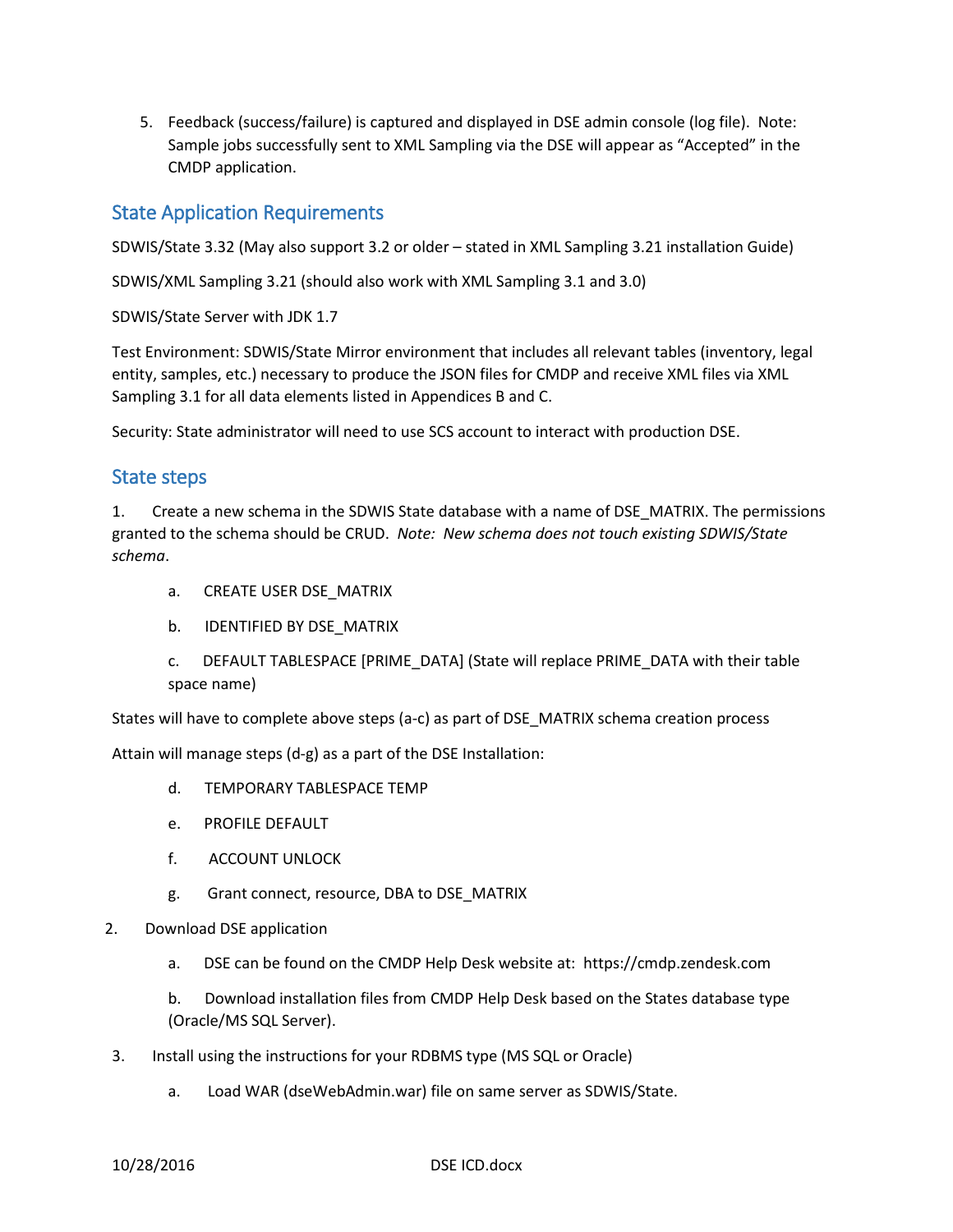5. Feedback (success/failure) is captured and displayed in DSE admin console (log file). Note: Sample jobs successfully sent to XML Sampling via the DSE will appear as "Accepted" in the CMDP application.

## State Application Requirements

SDWIS/State 3.32 (May also support 3.2 or older – stated in XML Sampling 3.21 installation Guide)

SDWIS/XML Sampling 3.21 (should also work with XML Sampling 3.1 and 3.0)

SDWIS/State Server with JDK 1.7

Test Environment: SDWIS/State Mirror environment that includes all relevant tables (inventory, legal entity, samples, etc.) necessary to produce the JSON files for CMDP and receive XML files via XML Sampling 3.1 for all data elements listed in Appendices B and C.

Security: State administrator will need to use SCS account to interact with production DSE.

## State steps

1. Create a new schema in the SDWIS State database with a name of DSE_MATRIX. The permissions granted to the schema should be CRUD. *Note: New schema does not touch existing SDWIS/State schema*.

   a. CREATE USER DSE_MATRIX

   b. IDENTIFIED BY DSE_MATRIX

   c. DEFAULT TABLESPACE [PRIME_DATA] (State will replace PRIME_DATA with their table space name)

States will have to complete above steps (a-c) as part of DSE_MATRIX schema creation process

Attain will manage steps (d-g) as a part of the DSE Installation:

   d. TEMPORARY TABLESPACE TEMP

   e. PROFILE DEFAULT

   f. ACCOUNT UNLOCK

   g. Grant connect, resource, DBA to DSE_MATRIX

2. Download DSE application

   a. DSE can be found on the CMDP Help Desk website at: https://cmdp.zendesk.com

   b. Download installation files from CMDP Help Desk based on the States database type (Oracle/MS SQL Server).

3. Install using the instructions for your RDBMS type (MS SQL or Oracle)

   a. Load WAR (dseWebAdmin.war) file on same server as SDWIS/State.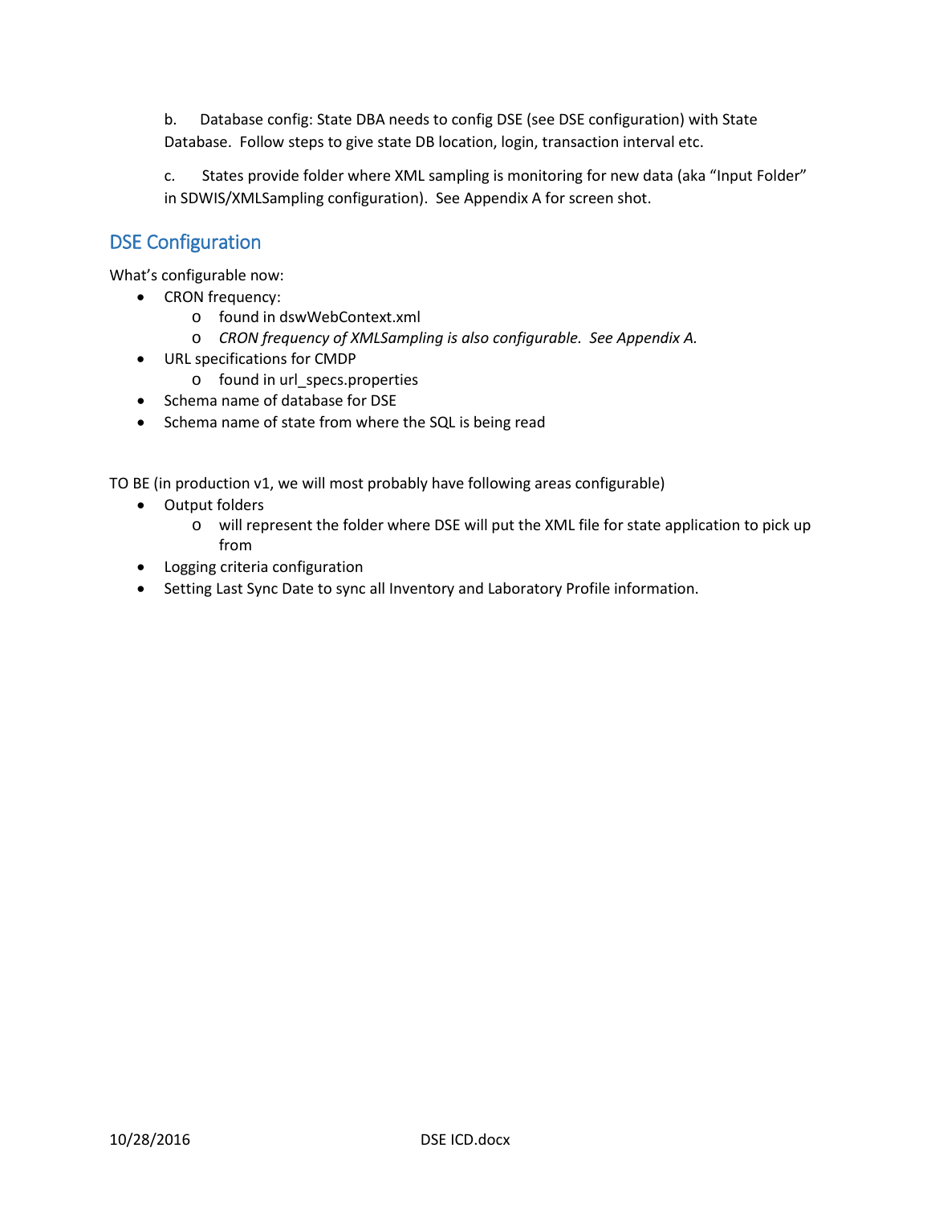b. Database config: State DBA needs to config DSE (see DSE configuration) with State Database. Follow steps to give state DB location, login, transaction interval etc.

c. States provide folder where XML sampling is monitoring for new data (aka "Input Folder" in SDWIS/XMLSampling configuration). See Appendix A for screen shot.

## DSE Configuration

What's configurable now:

- CRON frequency:
  - found in dswWebContext.xml
  - *CRON frequency of XMLSampling is also configurable. See Appendix A.*
- URL specifications for CMDP
  - found in url_specs.properties
- Schema name of database for DSE
- Schema name of state from where the SQL is being read

TO BE (in production v1, we will most probably have following areas configurable)

- Output folders
  - will represent the folder where DSE will put the XML file for state application to pick up from
- Logging criteria configuration
- Setting Last Sync Date to sync all Inventory and Laboratory Profile information.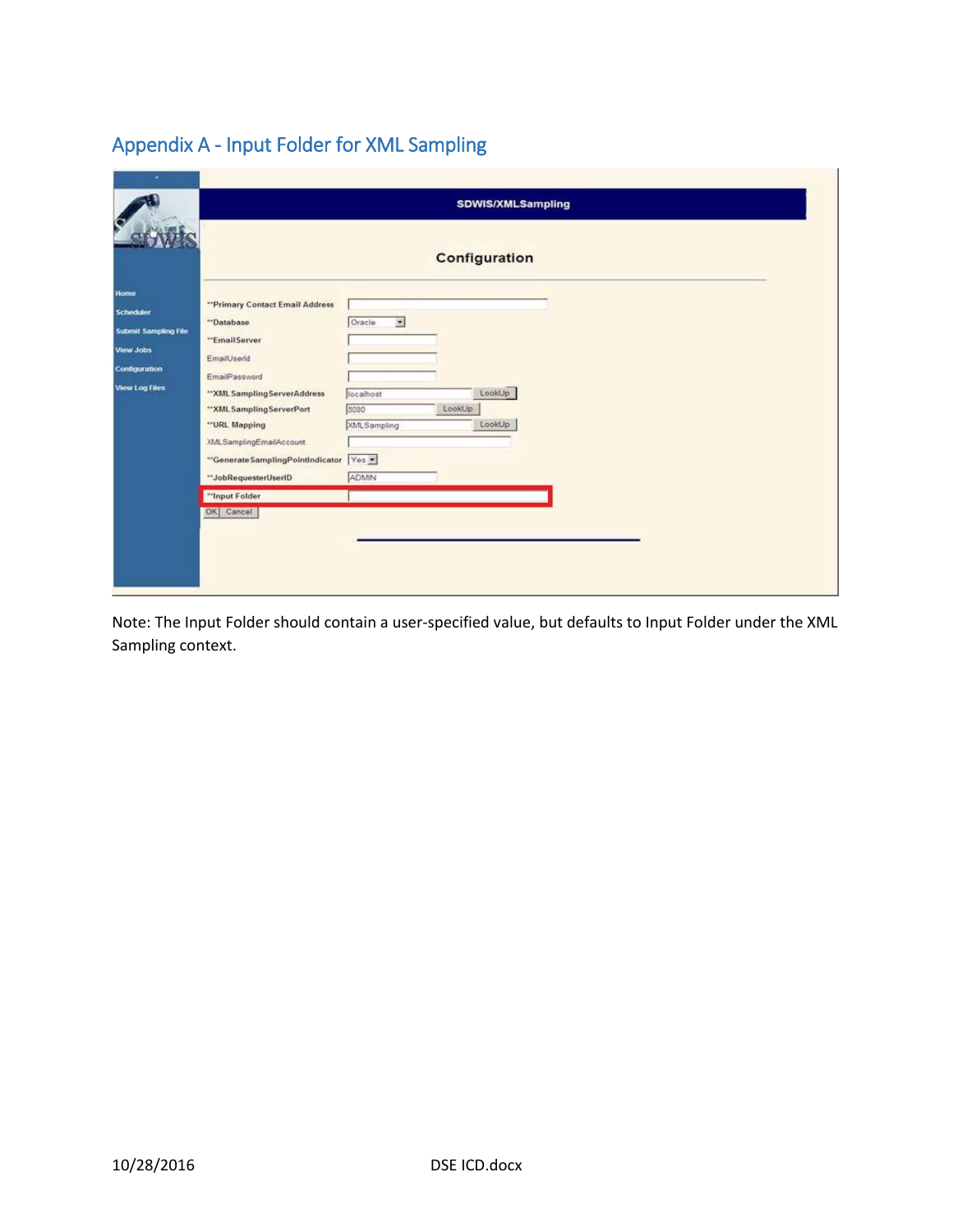## Appendix A - Input Folder for XML Sampling

Note: The Input Folder should contain a user-specified value, but defaults to Input Folder under the XML Sampling context.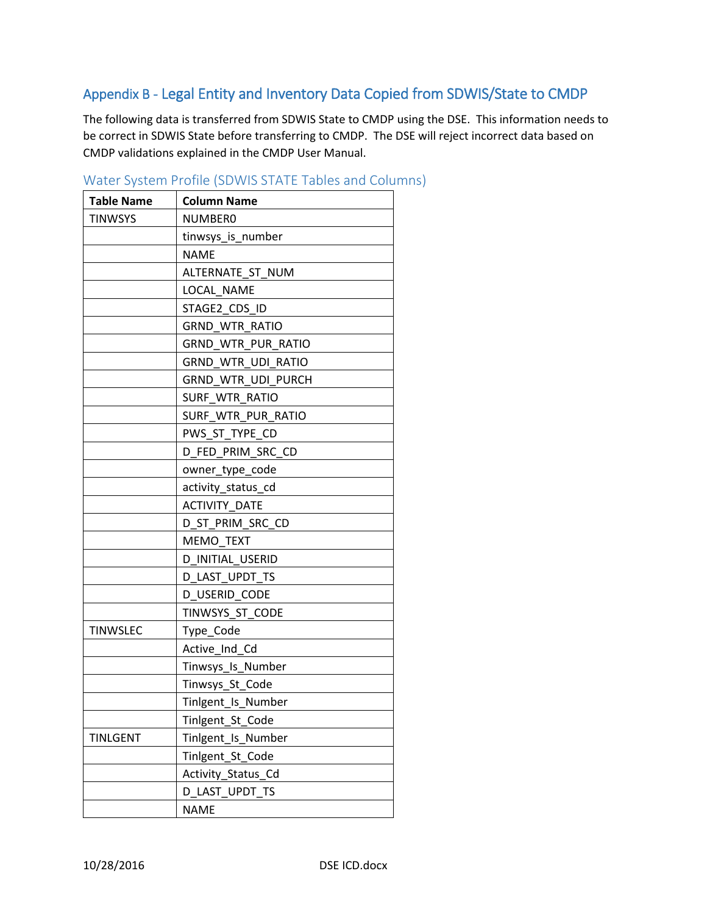## Appendix B - Legal Entity and Inventory Data Copied from SDWIS/State to CMDP

The following data is transferred from SDWIS State to CMDP using the DSE. This information needs to be correct in SDWIS State before transferring to CMDP. The DSE will reject incorrect data based on CMDP validations explained in the CMDP User Manual.

### Water System Profile (SDWIS STATE Tables and Columns)

| Table Name | Column Name |
|---|---|
| TINWSYS | NUMBER0 |
| | tinwsys_is_number |
| | NAME |
| | ALTERNATE_ST_NUM |
| | LOCAL_NAME |
| | STAGE2_CDS_ID |
| | GRND_WTR_RATIO |
| | GRND_WTR_PUR_RATIO |
| | GRND_WTR_UDI_RATIO |
| | GRND_WTR_UDI_PURCH |
| | SURF_WTR_RATIO |
| | SURF_WTR_PUR_RATIO |
| | PWS_ST_TYPE_CD |
| | D_FED_PRIM_SRC_CD |
| | owner_type_code |
| | activity_status_cd |
| | ACTIVITY_DATE |
| | D_ST_PRIM_SRC_CD |
| | MEMO_TEXT |
| | D_INITIAL_USERID |
| | D_LAST_UPDT_TS |
| | D_USERID_CODE |
| | TINWSYS_ST_CODE |
| TINWSLEC | Type_Code |
| | Active_Ind_Cd |
| | Tinwsys_Is_Number |
| | Tinwsys_St_Code |
| | Tinlgent_Is_Number |
| | Tinlgent_St_Code |
| TINLGENT | Tinlgent_Is_Number |
| | Tinlgent_St_Code |
| | Activity_Status_Cd |
| | D_LAST_UPDT_TS |
| | NAME |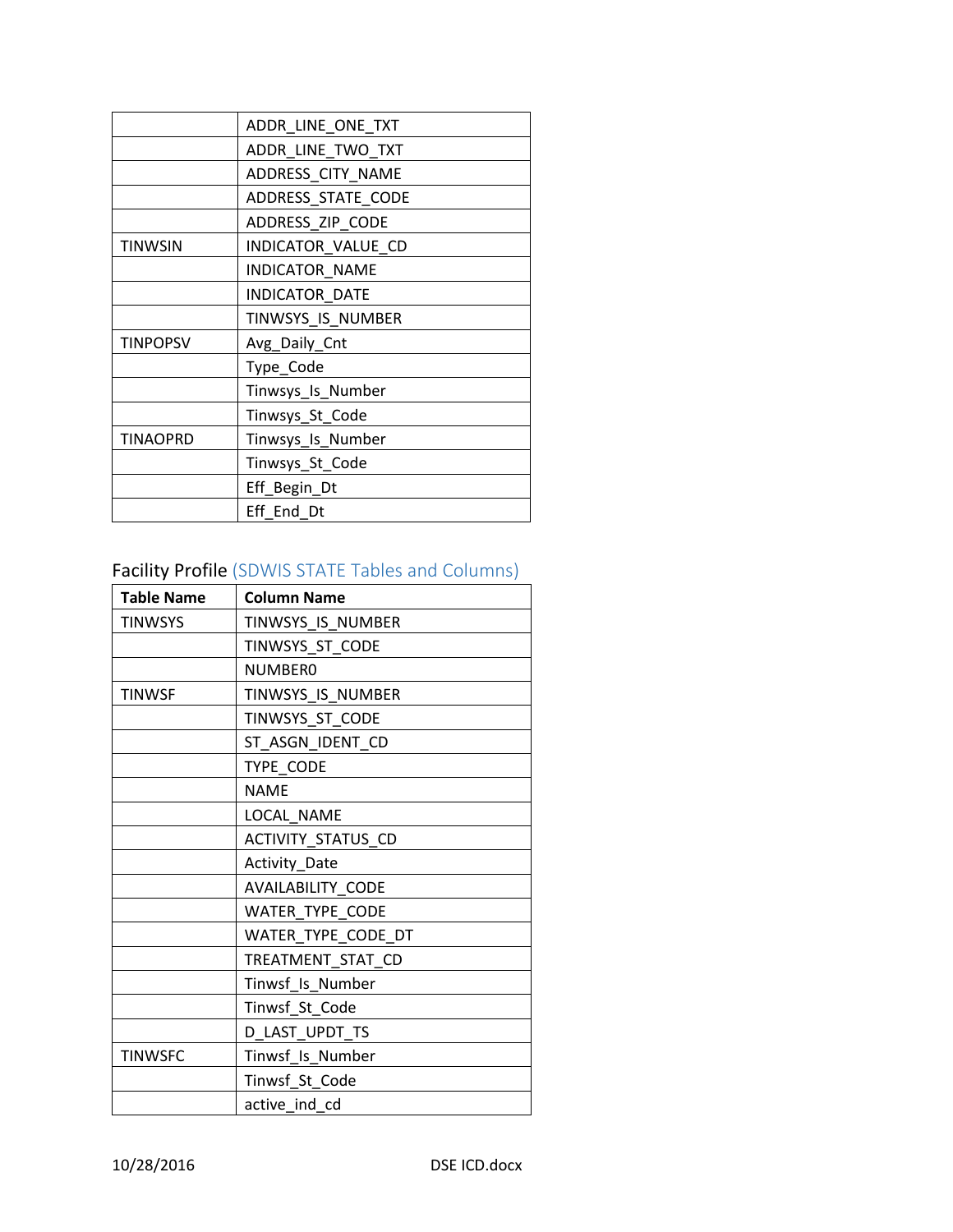| | |
|---|---|
| | ADDR_LINE_ONE_TXT |
| | ADDR_LINE_TWO_TXT |
| | ADDRESS_CITY_NAME |
| | ADDRESS_STATE_CODE |
| | ADDRESS_ZIP_CODE |
| TINWSIN | INDICATOR_VALUE_CD |
| | INDICATOR_NAME |
| | INDICATOR_DATE |
| | TINWSYS_IS_NUMBER |
| TINPOPSV | Avg_Daily_Cnt |
| | Type_Code |
| | Tinwsys_Is_Number |
| | Tinwsys_St_Code |
| TINAOPRD | Tinwsys_Is_Number |
| | Tinwsys_St_Code |
| | Eff_Begin_Dt |
| | Eff_End_Dt |

Facility Profile (SDWIS STATE Tables and Columns)

| Table Name | Column Name |
|---|---|
| TINWSYS | TINWSYS_IS_NUMBER |
| | TINWSYS_ST_CODE |
| | NUMBER0 |
| TINWSF | TINWSYS_IS_NUMBER |
| | TINWSYS_ST_CODE |
| | ST_ASGN_IDENT_CD |
| | TYPE_CODE |
| | NAME |
| | LOCAL_NAME |
| | ACTIVITY_STATUS_CD |
| | Activity_Date |
| | AVAILABILITY_CODE |
| | WATER_TYPE_CODE |
| | WATER_TYPE_CODE_DT |
| | TREATMENT_STAT_CD |
| | Tinwsf_Is_Number |
| | Tinwsf_St_Code |
| | D_LAST_UPDT_TS |
| TINWSFC | Tinwsf_Is_Number |
| | Tinwsf_St_Code |
| | active_ind_cd |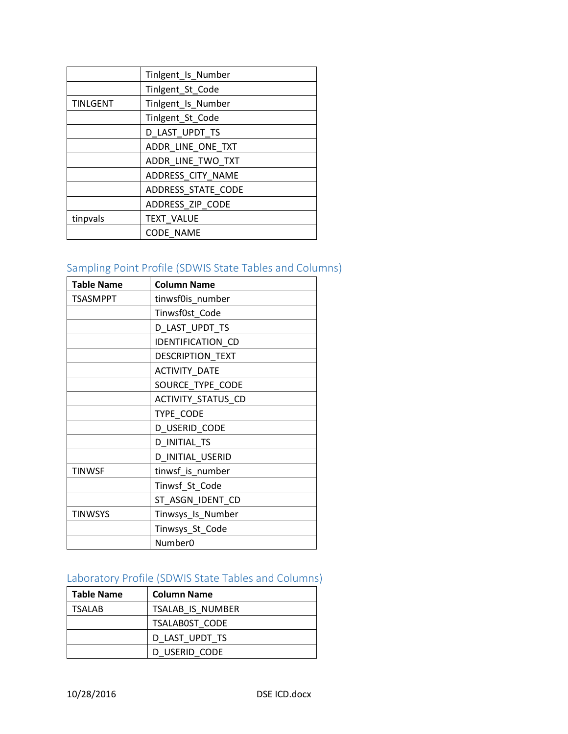| | |
|---|---|
| | Tinlgent_Is_Number |
| | Tinlgent_St_Code |
| TINLGENT | Tinlgent_Is_Number |
| | Tinlgent_St_Code |
| | D_LAST_UPDT_TS |
| | ADDR_LINE_ONE_TXT |
| | ADDR_LINE_TWO_TXT |
| | ADDRESS_CITY_NAME |
| | ADDRESS_STATE_CODE |
| | ADDRESS_ZIP_CODE |
| tinpvals | TEXT_VALUE |
| | CODE_NAME |

## Sampling Point Profile (SDWIS State Tables and Columns)

| Table Name | Column Name |
|---|---|
| TSASMPPT | tinwsf0is_number |
| | Tinwsf0st_Code |
| | D_LAST_UPDT_TS |
| | IDENTIFICATION_CD |
| | DESCRIPTION_TEXT |
| | ACTIVITY_DATE |
| | SOURCE_TYPE_CODE |
| | ACTIVITY_STATUS_CD |
| | TYPE_CODE |
| | D_USERID_CODE |
| | D_INITIAL_TS |
| | D_INITIAL_USERID |
| TINWSF | tinwsf_is_number |
| | Tinwsf_St_Code |
| | ST_ASGN_IDENT_CD |
| TINWSYS | Tinwsys_Is_Number |
| | Tinwsys_St_Code |
| | Number0 |

## Laboratory Profile (SDWIS State Tables and Columns)

| Table Name | Column Name |
|---|---|
| TSALAB | TSALAB_IS_NUMBER |
| | TSALAB0ST_CODE |
| | D_LAST_UPDT_TS |
| | D_USERID_CODE |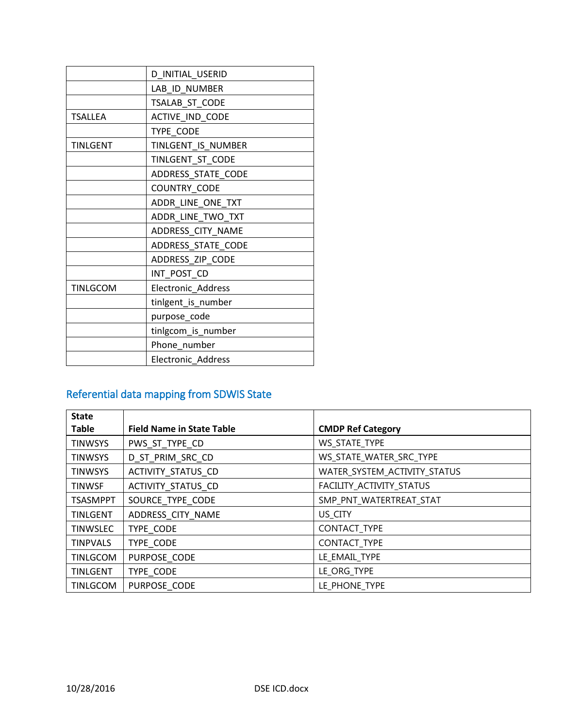| | |
|---|---|
| | D_INITIAL_USERID |
| | LAB_ID_NUMBER |
| | TSALAB_ST_CODE |
| TSALLEA | ACTIVE_IND_CODE |
| | TYPE_CODE |
| TINLGENT | TINLGENT_IS_NUMBER |
| | TINLGENT_ST_CODE |
| | ADDRESS_STATE_CODE |
| | COUNTRY_CODE |
| | ADDR_LINE_ONE_TXT |
| | ADDR_LINE_TWO_TXT |
| | ADDRESS_CITY_NAME |
| | ADDRESS_STATE_CODE |
| | ADDRESS_ZIP_CODE |
| | INT_POST_CD |
| TINLGCOM | Electronic_Address |
| | tinlgent_is_number |
| | purpose_code |
| | tinlgcom_is_number |
| | Phone_number |
| | Electronic_Address |

## Referential data mapping from SDWIS State

| State Table | Field Name in State Table | CMDP Ref Category |
|---|---|---|
| TINWSYS | PWS_ST_TYPE_CD | WS_STATE_TYPE |
| TINWSYS | D_ST_PRIM_SRC_CD | WS_STATE_WATER_SRC_TYPE |
| TINWSYS | ACTIVITY_STATUS_CD | WATER_SYSTEM_ACTIVITY_STATUS |
| TINWSF | ACTIVITY_STATUS_CD | FACILITY_ACTIVITY_STATUS |
| TSASMPPT | SOURCE_TYPE_CODE | SMP_PNT_WATERTREAT_STAT |
| TINLGENT | ADDRESS_CITY_NAME | US_CITY |
| TINWSLEC | TYPE_CODE | CONTACT_TYPE |
| TINPVALS | TYPE_CODE | CONTACT_TYPE |
| TINLGCOM | PURPOSE_CODE | LE_EMAIL_TYPE |
| TINLGENT | TYPE_CODE | LE_ORG_TYPE |
| TINLGCOM | PURPOSE_CODE | LE_PHONE_TYPE |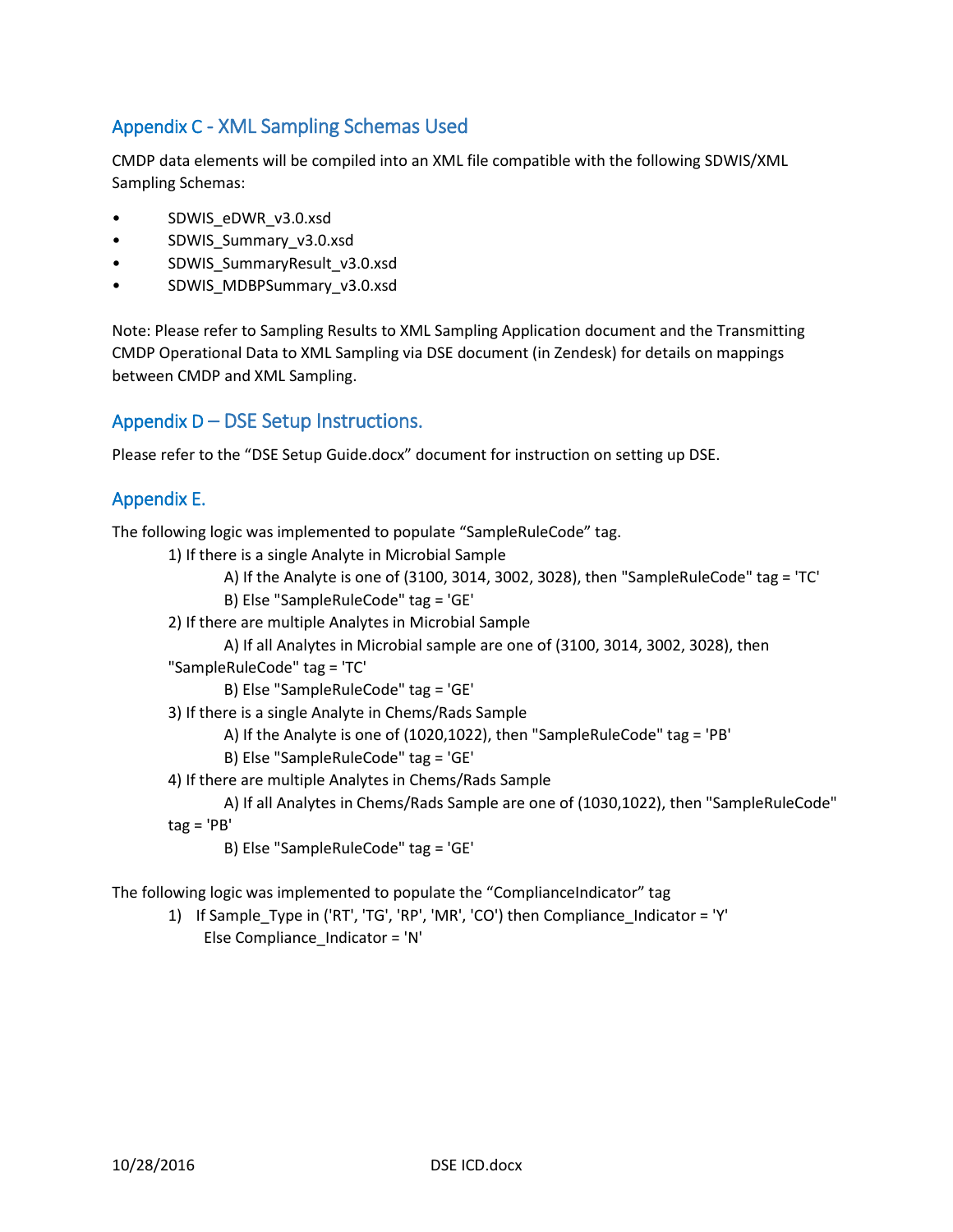## Appendix C - XML Sampling Schemas Used

CMDP data elements will be compiled into an XML file compatible with the following SDWIS/XML Sampling Schemas:

- SDWIS_eDWR_v3.0.xsd
- SDWIS_Summary_v3.0.xsd
- SDWIS_SummaryResult_v3.0.xsd
- SDWIS_MDBPSummary_v3.0.xsd

Note: Please refer to Sampling Results to XML Sampling Application document and the Transmitting CMDP Operational Data to XML Sampling via DSE document (in Zendesk) for details on mappings between CMDP and XML Sampling.

## Appendix D – DSE Setup Instructions.

Please refer to the "DSE Setup Guide.docx" document for instruction on setting up DSE.

## Appendix E.

The following logic was implemented to populate "SampleRuleCode" tag.

1) If there is a single Analyte in Microbial Sample
   - A) If the Analyte is one of (3100, 3014, 3002, 3028), then "SampleRuleCode" tag = 'TC'
   - B) Else "SampleRuleCode" tag = 'GE'
2) If there are multiple Analytes in Microbial Sample
   - A) If all Analytes in Microbial sample are one of (3100, 3014, 3002, 3028), then "SampleRuleCode" tag = 'TC'
   - B) Else "SampleRuleCode" tag = 'GE'
3) If there is a single Analyte in Chems/Rads Sample
   - A) If the Analyte is one of (1020,1022), then "SampleRuleCode" tag = 'PB'
   - B) Else "SampleRuleCode" tag = 'GE'
4) If there are multiple Analytes in Chems/Rads Sample
   - A) If all Analytes in Chems/Rads Sample are one of (1030,1022), then "SampleRuleCode" tag = 'PB'
   - B) Else "SampleRuleCode" tag = 'GE'

The following logic was implemented to populate the "ComplianceIndicator" tag

1) If Sample_Type in ('RT', 'TG', 'RP', 'MR', 'CO') then Compliance_Indicator = 'Y'
   Else Compliance_Indicator = 'N'